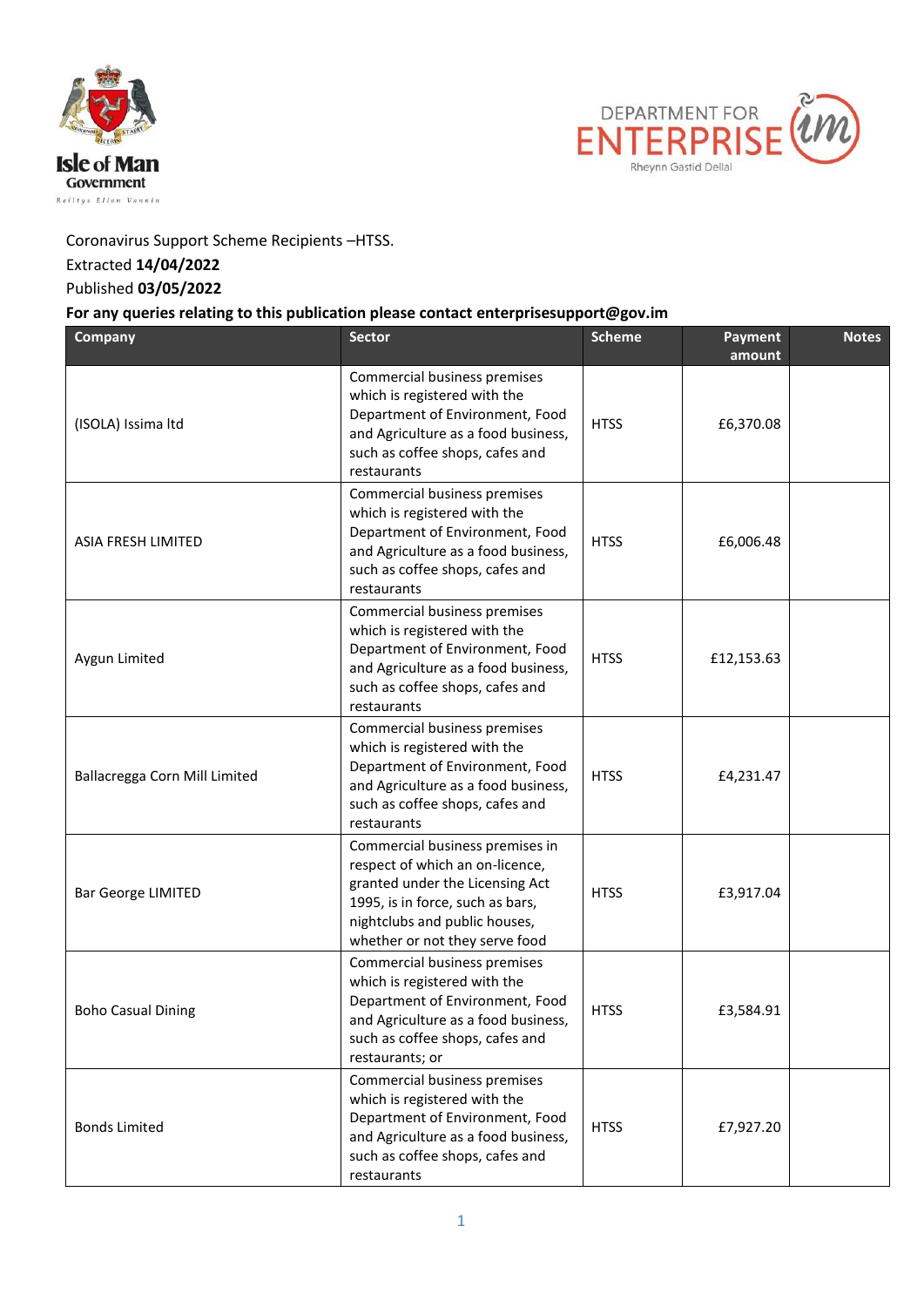Coronavirus Support Scheme Recipients –HTSS.

Extracted **14/04/2022**

Published **03/05/2022**

**For any queries relating to this publication please contact enterprisesupport@gov.im**

| Company | Sector | Scheme | Payment amount | Notes |
|---|---|---|---|---|
| (ISOLA) Issima ltd | Commercial business premises which is registered with the Department of Environment, Food and Agriculture as a food business, such as coffee shops, cafes and restaurants | HTSS | £6,370.08 | |
| ASIA FRESH LIMITED | Commercial business premises which is registered with the Department of Environment, Food and Agriculture as a food business, such as coffee shops, cafes and restaurants | HTSS | £6,006.48 | |
| Aygun Limited | Commercial business premises which is registered with the Department of Environment, Food and Agriculture as a food business, such as coffee shops, cafes and restaurants | HTSS | £12,153.63 | |
| Ballacregga Corn Mill Limited | Commercial business premises which is registered with the Department of Environment, Food and Agriculture as a food business, such as coffee shops, cafes and restaurants | HTSS | £4,231.47 | |
| Bar George LIMITED | Commercial business premises in respect of which an on-licence, granted under the Licensing Act 1995, is in force, such as bars, nightclubs and public houses, whether or not they serve food | HTSS | £3,917.04 | |
| Boho Casual Dining | Commercial business premises which is registered with the Department of Environment, Food and Agriculture as a food business, such as coffee shops, cafes and restaurants; or | HTSS | £3,584.91 | |
| Bonds Limited | Commercial business premises which is registered with the Department of Environment, Food and Agriculture as a food business, such as coffee shops, cafes and restaurants | HTSS | £7,927.20 | |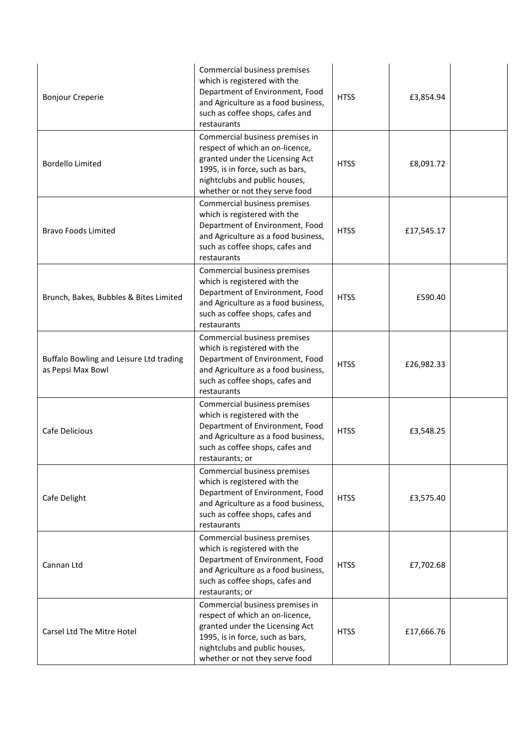| | | | | |
|---|---|---|---|---|
| Bonjour Creperie | Commercial business premises which is registered with the Department of Environment, Food and Agriculture as a food business, such as coffee shops, cafes and restaurants | HTSS | £3,854.94 | |
| Bordello Limited | Commercial business premises in respect of which an on-licence, granted under the Licensing Act 1995, is in force, such as bars, nightclubs and public houses, whether or not they serve food | HTSS | £8,091.72 | |
| Bravo Foods Limited | Commercial business premises which is registered with the Department of Environment, Food and Agriculture as a food business, such as coffee shops, cafes and restaurants | HTSS | £17,545.17 | |
| Brunch, Bakes, Bubbles & Bites Limited | Commercial business premises which is registered with the Department of Environment, Food and Agriculture as a food business, such as coffee shops, cafes and restaurants | HTSS | £590.40 | |
| Buffalo Bowling and Leisure Ltd trading as Pepsi Max Bowl | Commercial business premises which is registered with the Department of Environment, Food and Agriculture as a food business, such as coffee shops, cafes and restaurants | HTSS | £26,982.33 | |
| Cafe Delicious | Commercial business premises which is registered with the Department of Environment, Food and Agriculture as a food business, such as coffee shops, cafes and restaurants; or | HTSS | £3,548.25 | |
| Cafe Delight | Commercial business premises which is registered with the Department of Environment, Food and Agriculture as a food business, such as coffee shops, cafes and restaurants | HTSS | £3,575.40 | |
| Cannan Ltd | Commercial business premises which is registered with the Department of Environment, Food and Agriculture as a food business, such as coffee shops, cafes and restaurants; or | HTSS | £7,702.68 | |
| Carsel Ltd The Mitre Hotel | Commercial business premises in respect of which an on-licence, granted under the Licensing Act 1995, is in force, such as bars, nightclubs and public houses, whether or not they serve food | HTSS | £17,666.76 | |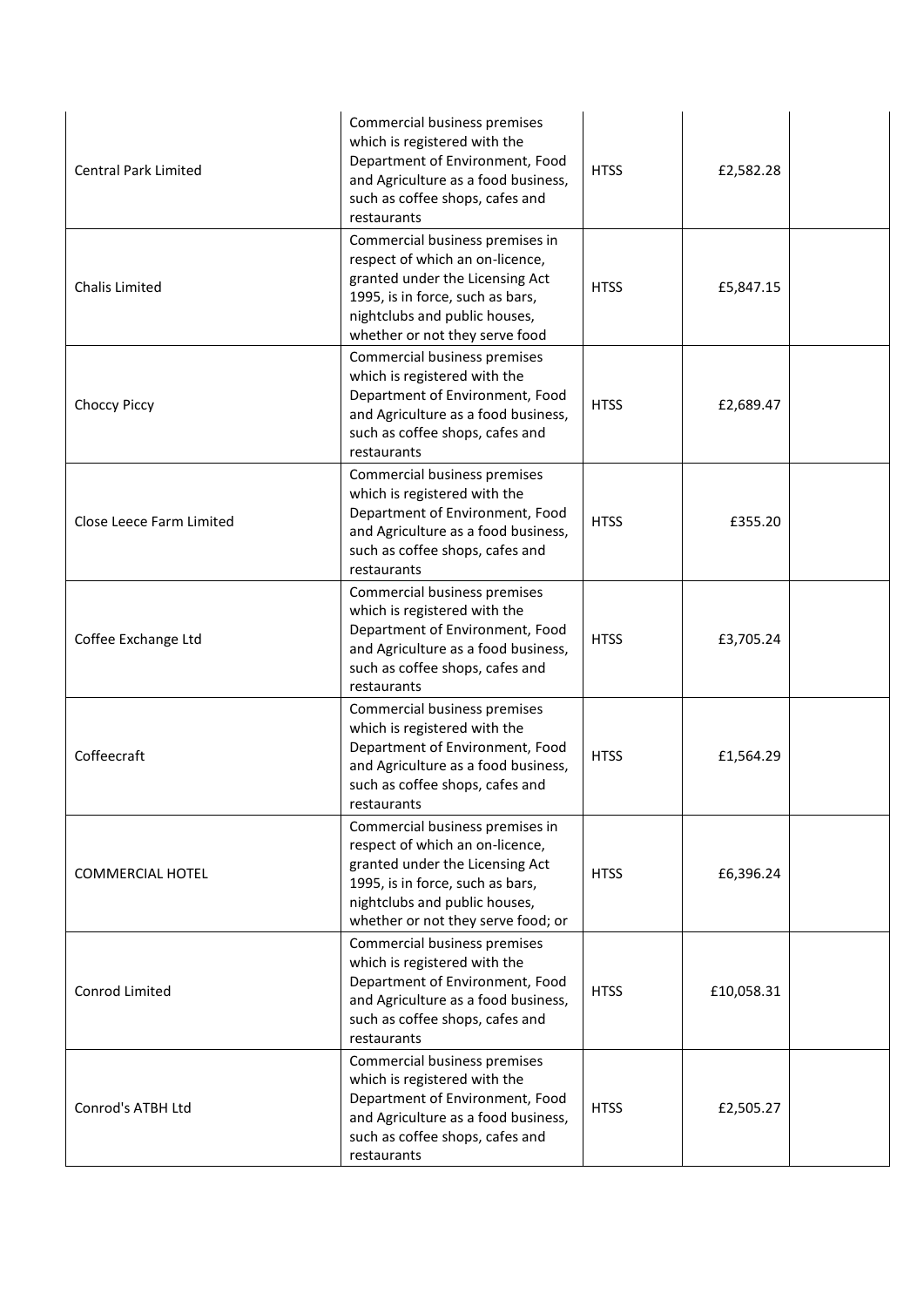| | | | | |
|---|---|---|---|---|
| Central Park Limited | Commercial business premises which is registered with the Department of Environment, Food and Agriculture as a food business, such as coffee shops, cafes and restaurants | HTSS | £2,582.28 | |
| Chalis Limited | Commercial business premises in respect of which an on-licence, granted under the Licensing Act 1995, is in force, such as bars, nightclubs and public houses, whether or not they serve food | HTSS | £5,847.15 | |
| Choccy Piccy | Commercial business premises which is registered with the Department of Environment, Food and Agriculture as a food business, such as coffee shops, cafes and restaurants | HTSS | £2,689.47 | |
| Close Leece Farm Limited | Commercial business premises which is registered with the Department of Environment, Food and Agriculture as a food business, such as coffee shops, cafes and restaurants | HTSS | £355.20 | |
| Coffee Exchange Ltd | Commercial business premises which is registered with the Department of Environment, Food and Agriculture as a food business, such as coffee shops, cafes and restaurants | HTSS | £3,705.24 | |
| Coffeecraft | Commercial business premises which is registered with the Department of Environment, Food and Agriculture as a food business, such as coffee shops, cafes and restaurants | HTSS | £1,564.29 | |
| COMMERCIAL HOTEL | Commercial business premises in respect of which an on-licence, granted under the Licensing Act 1995, is in force, such as bars, nightclubs and public houses, whether or not they serve food; or | HTSS | £6,396.24 | |
| Conrod Limited | Commercial business premises which is registered with the Department of Environment, Food and Agriculture as a food business, such as coffee shops, cafes and restaurants | HTSS | £10,058.31 | |
| Conrod's ATBH Ltd | Commercial business premises which is registered with the Department of Environment, Food and Agriculture as a food business, such as coffee shops, cafes and restaurants | HTSS | £2,505.27 | |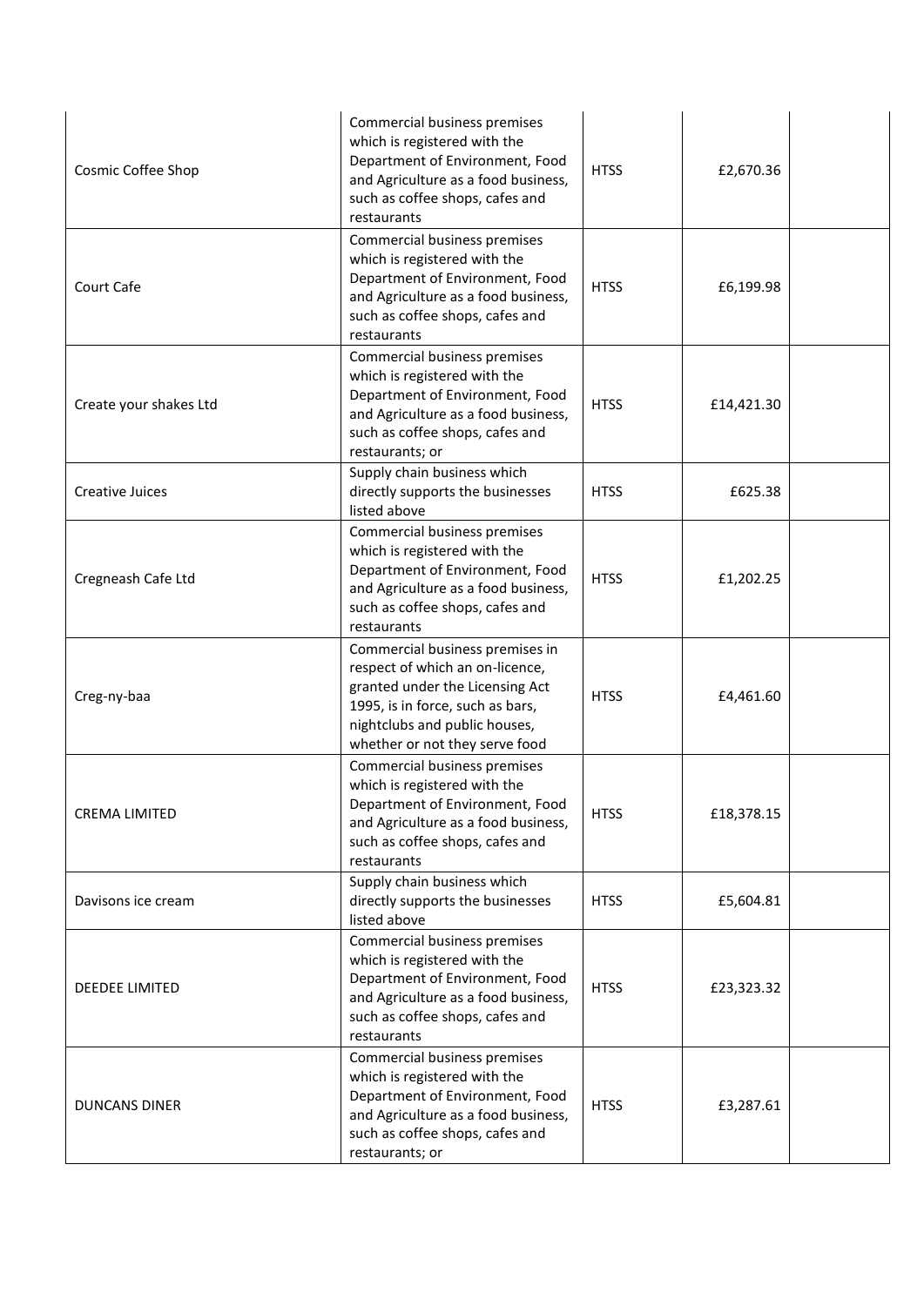| | | | | |
|---|---|---|---|---|
| Cosmic Coffee Shop | Commercial business premises which is registered with the Department of Environment, Food and Agriculture as a food business, such as coffee shops, cafes and restaurants | HTSS | £2,670.36 | |
| Court Cafe | Commercial business premises which is registered with the Department of Environment, Food and Agriculture as a food business, such as coffee shops, cafes and restaurants | HTSS | £6,199.98 | |
| Create your shakes Ltd | Commercial business premises which is registered with the Department of Environment, Food and Agriculture as a food business, such as coffee shops, cafes and restaurants; or | HTSS | £14,421.30 | |
| Creative Juices | Supply chain business which directly supports the businesses listed above | HTSS | £625.38 | |
| Cregneash Cafe Ltd | Commercial business premises which is registered with the Department of Environment, Food and Agriculture as a food business, such as coffee shops, cafes and restaurants | HTSS | £1,202.25 | |
| Creg-ny-baa | Commercial business premises in respect of which an on-licence, granted under the Licensing Act 1995, is in force, such as bars, nightclubs and public houses, whether or not they serve food | HTSS | £4,461.60 | |
| CREMA LIMITED | Commercial business premises which is registered with the Department of Environment, Food and Agriculture as a food business, such as coffee shops, cafes and restaurants | HTSS | £18,378.15 | |
| Davisons ice cream | Supply chain business which directly supports the businesses listed above | HTSS | £5,604.81 | |
| DEEDEE LIMITED | Commercial business premises which is registered with the Department of Environment, Food and Agriculture as a food business, such as coffee shops, cafes and restaurants | HTSS | £23,323.32 | |
| DUNCANS DINER | Commercial business premises which is registered with the Department of Environment, Food and Agriculture as a food business, such as coffee shops, cafes and restaurants; or | HTSS | £3,287.61 | |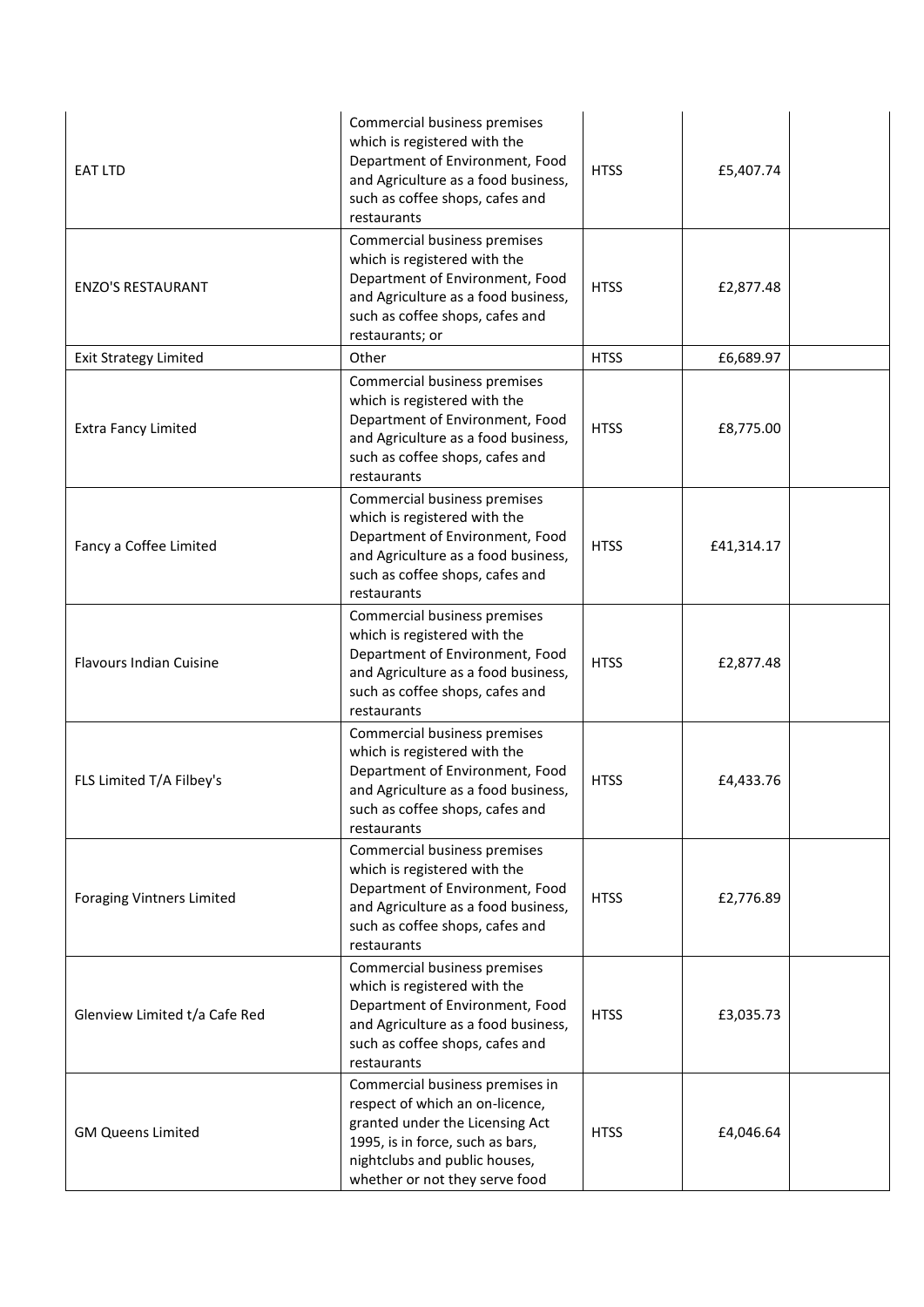| | | | | |
|---|---|---|---|---|
| EAT LTD | Commercial business premises which is registered with the Department of Environment, Food and Agriculture as a food business, such as coffee shops, cafes and restaurants | HTSS | £5,407.74 | |
| ENZO'S RESTAURANT | Commercial business premises which is registered with the Department of Environment, Food and Agriculture as a food business, such as coffee shops, cafes and restaurants; or | HTSS | £2,877.48 | |
| Exit Strategy Limited | Other | HTSS | £6,689.97 | |
| Extra Fancy Limited | Commercial business premises which is registered with the Department of Environment, Food and Agriculture as a food business, such as coffee shops, cafes and restaurants | HTSS | £8,775.00 | |
| Fancy a Coffee Limited | Commercial business premises which is registered with the Department of Environment, Food and Agriculture as a food business, such as coffee shops, cafes and restaurants | HTSS | £41,314.17 | |
| Flavours Indian Cuisine | Commercial business premises which is registered with the Department of Environment, Food and Agriculture as a food business, such as coffee shops, cafes and restaurants | HTSS | £2,877.48 | |
| FLS Limited T/A Filbey's | Commercial business premises which is registered with the Department of Environment, Food and Agriculture as a food business, such as coffee shops, cafes and restaurants | HTSS | £4,433.76 | |
| Foraging Vintners Limited | Commercial business premises which is registered with the Department of Environment, Food and Agriculture as a food business, such as coffee shops, cafes and restaurants | HTSS | £2,776.89 | |
| Glenview Limited t/a Cafe Red | Commercial business premises which is registered with the Department of Environment, Food and Agriculture as a food business, such as coffee shops, cafes and restaurants | HTSS | £3,035.73 | |
| GM Queens Limited | Commercial business premises in respect of which an on-licence, granted under the Licensing Act 1995, is in force, such as bars, nightclubs and public houses, whether or not they serve food | HTSS | £4,046.64 | |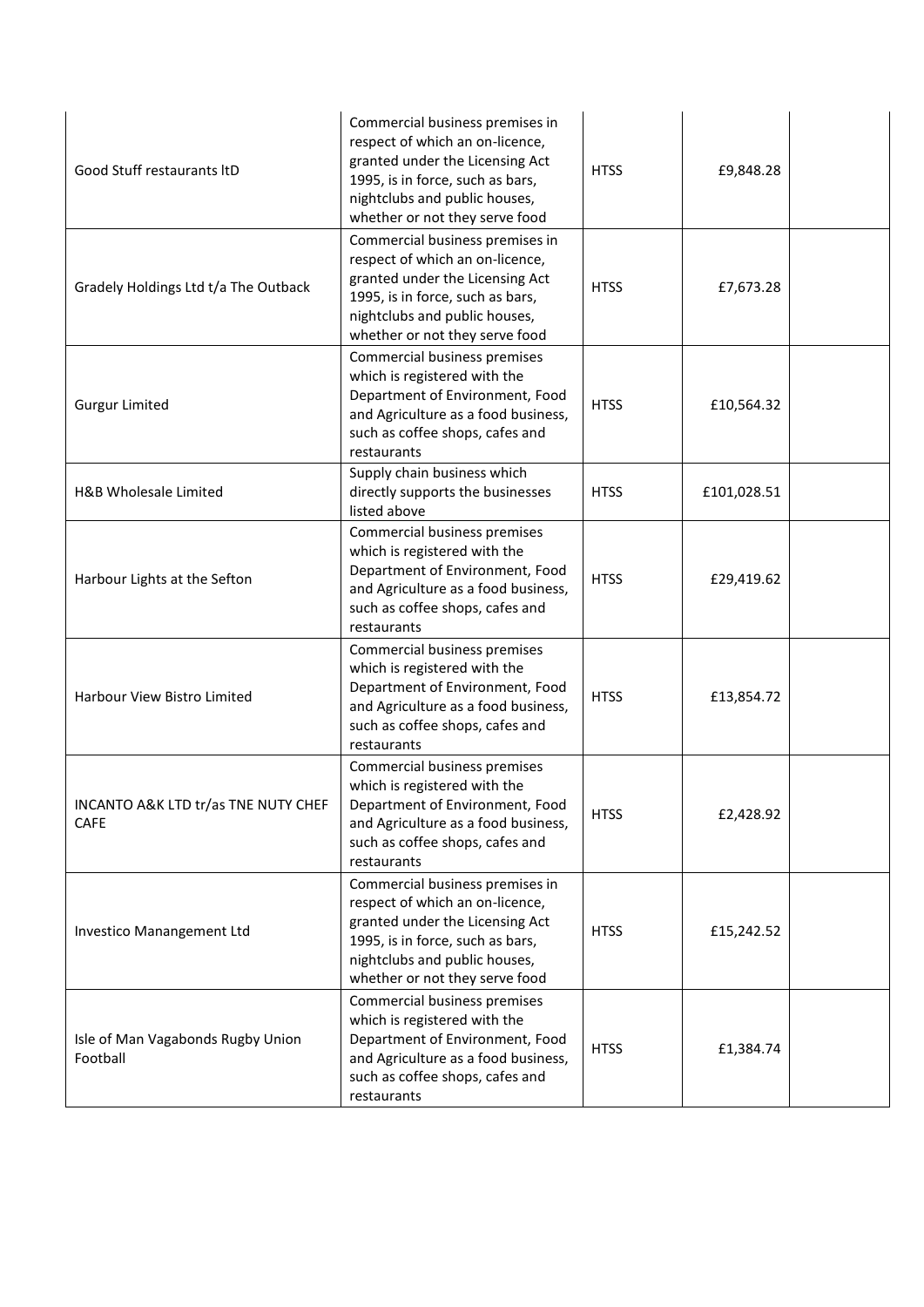| | | | | |
|---|---|---|---|---|
| Good Stuff restaurants ltD | Commercial business premises in respect of which an on-licence, granted under the Licensing Act 1995, is in force, such as bars, nightclubs and public houses, whether or not they serve food | HTSS | £9,848.28 | |
| Gradely Holdings Ltd t/a The Outback | Commercial business premises in respect of which an on-licence, granted under the Licensing Act 1995, is in force, such as bars, nightclubs and public houses, whether or not they serve food | HTSS | £7,673.28 | |
| Gurgur Limited | Commercial business premises which is registered with the Department of Environment, Food and Agriculture as a food business, such as coffee shops, cafes and restaurants | HTSS | £10,564.32 | |
| H&B Wholesale Limited | Supply chain business which directly supports the businesses listed above | HTSS | £101,028.51 | |
| Harbour Lights at the Sefton | Commercial business premises which is registered with the Department of Environment, Food and Agriculture as a food business, such as coffee shops, cafes and restaurants | HTSS | £29,419.62 | |
| Harbour View Bistro Limited | Commercial business premises which is registered with the Department of Environment, Food and Agriculture as a food business, such as coffee shops, cafes and restaurants | HTSS | £13,854.72 | |
| INCANTO A&K LTD tr/as TNE NUTY CHEF CAFE | Commercial business premises which is registered with the Department of Environment, Food and Agriculture as a food business, such as coffee shops, cafes and restaurants | HTSS | £2,428.92 | |
| Investico Manangement Ltd | Commercial business premises in respect of which an on-licence, granted under the Licensing Act 1995, is in force, such as bars, nightclubs and public houses, whether or not they serve food | HTSS | £15,242.52 | |
| Isle of Man Vagabonds Rugby Union Football | Commercial business premises which is registered with the Department of Environment, Food and Agriculture as a food business, such as coffee shops, cafes and restaurants | HTSS | £1,384.74 | |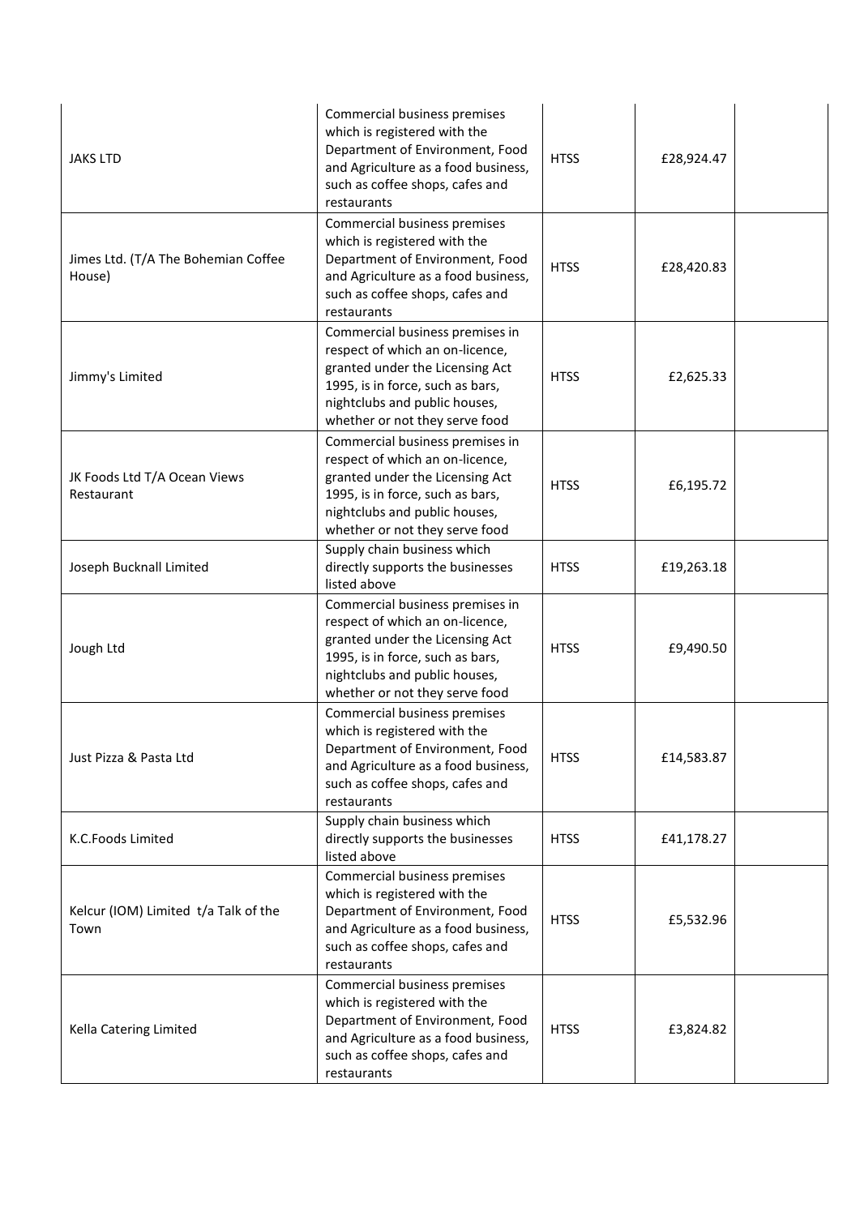| | | | | |
|---|---|---|---|---|
| JAKS LTD | Commercial business premises which is registered with the Department of Environment, Food and Agriculture as a food business, such as coffee shops, cafes and restaurants | HTSS | £28,924.47 | |
| Jimes Ltd. (T/A The Bohemian Coffee House) | Commercial business premises which is registered with the Department of Environment, Food and Agriculture as a food business, such as coffee shops, cafes and restaurants | HTSS | £28,420.83 | |
| Jimmy's Limited | Commercial business premises in respect of which an on-licence, granted under the Licensing Act 1995, is in force, such as bars, nightclubs and public houses, whether or not they serve food | HTSS | £2,625.33 | |
| JK Foods Ltd T/A Ocean Views Restaurant | Commercial business premises in respect of which an on-licence, granted under the Licensing Act 1995, is in force, such as bars, nightclubs and public houses, whether or not they serve food | HTSS | £6,195.72 | |
| Joseph Bucknall Limited | Supply chain business which directly supports the businesses listed above | HTSS | £19,263.18 | |
| Jough Ltd | Commercial business premises in respect of which an on-licence, granted under the Licensing Act 1995, is in force, such as bars, nightclubs and public houses, whether or not they serve food | HTSS | £9,490.50 | |
| Just Pizza & Pasta Ltd | Commercial business premises which is registered with the Department of Environment, Food and Agriculture as a food business, such as coffee shops, cafes and restaurants | HTSS | £14,583.87 | |
| K.C.Foods Limited | Supply chain business which directly supports the businesses listed above | HTSS | £41,178.27 | |
| Kelcur (IOM) Limited t/a Talk of the Town | Commercial business premises which is registered with the Department of Environment, Food and Agriculture as a food business, such as coffee shops, cafes and restaurants | HTSS | £5,532.96 | |
| Kella Catering Limited | Commercial business premises which is registered with the Department of Environment, Food and Agriculture as a food business, such as coffee shops, cafes and restaurants | HTSS | £3,824.82 | |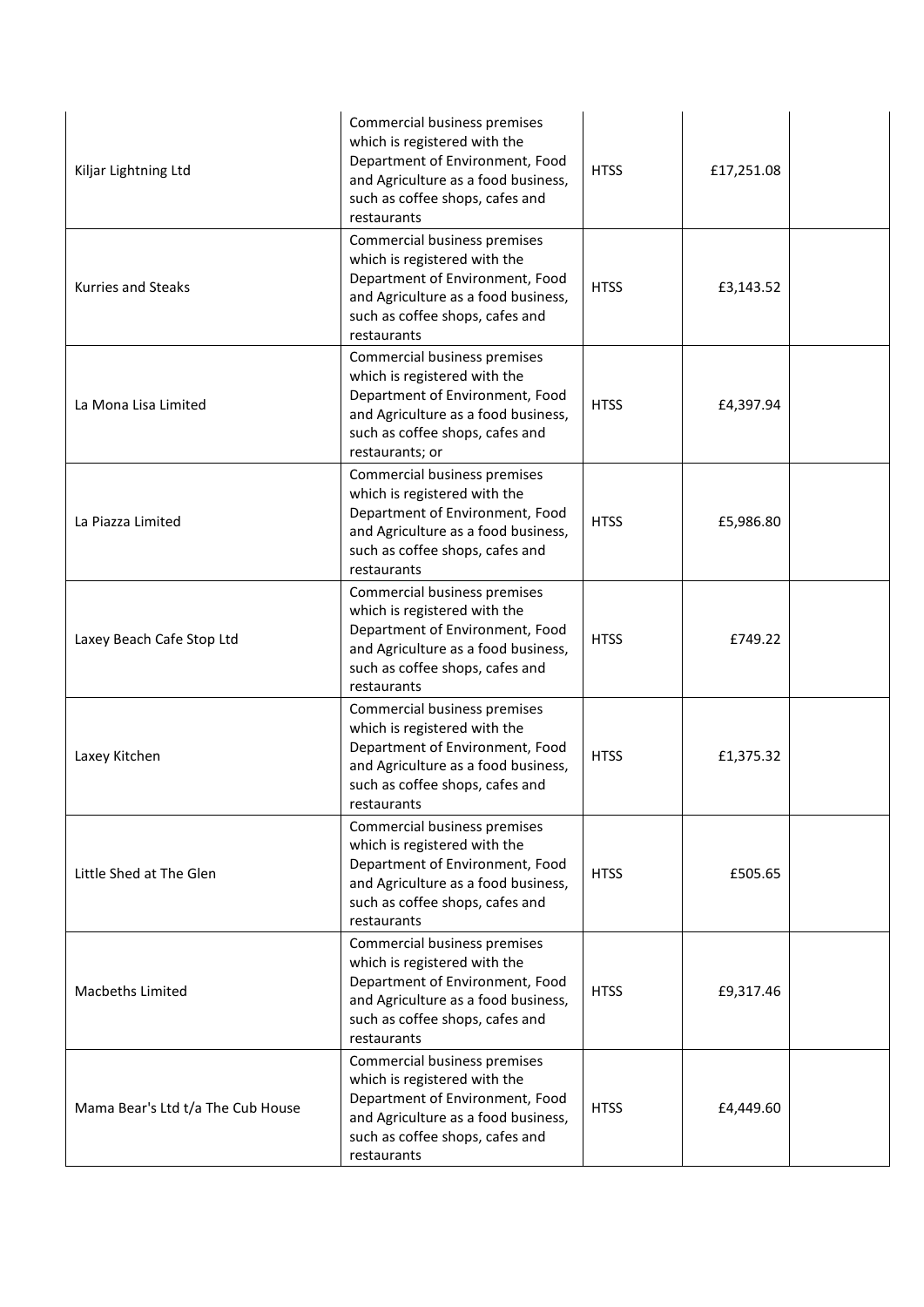| | | | | |
|---|---|---|---|---|
| Kiljar Lightning Ltd | Commercial business premises which is registered with the Department of Environment, Food and Agriculture as a food business, such as coffee shops, cafes and restaurants | HTSS | £17,251.08 | |
| Kurries and Steaks | Commercial business premises which is registered with the Department of Environment, Food and Agriculture as a food business, such as coffee shops, cafes and restaurants | HTSS | £3,143.52 | |
| La Mona Lisa Limited | Commercial business premises which is registered with the Department of Environment, Food and Agriculture as a food business, such as coffee shops, cafes and restaurants; or | HTSS | £4,397.94 | |
| La Piazza Limited | Commercial business premises which is registered with the Department of Environment, Food and Agriculture as a food business, such as coffee shops, cafes and restaurants | HTSS | £5,986.80 | |
| Laxey Beach Cafe Stop Ltd | Commercial business premises which is registered with the Department of Environment, Food and Agriculture as a food business, such as coffee shops, cafes and restaurants | HTSS | £749.22 | |
| Laxey Kitchen | Commercial business premises which is registered with the Department of Environment, Food and Agriculture as a food business, such as coffee shops, cafes and restaurants | HTSS | £1,375.32 | |
| Little Shed at The Glen | Commercial business premises which is registered with the Department of Environment, Food and Agriculture as a food business, such as coffee shops, cafes and restaurants | HTSS | £505.65 | |
| Macbeths Limited | Commercial business premises which is registered with the Department of Environment, Food and Agriculture as a food business, such as coffee shops, cafes and restaurants | HTSS | £9,317.46 | |
| Mama Bear's Ltd t/a The Cub House | Commercial business premises which is registered with the Department of Environment, Food and Agriculture as a food business, such as coffee shops, cafes and restaurants | HTSS | £4,449.60 | |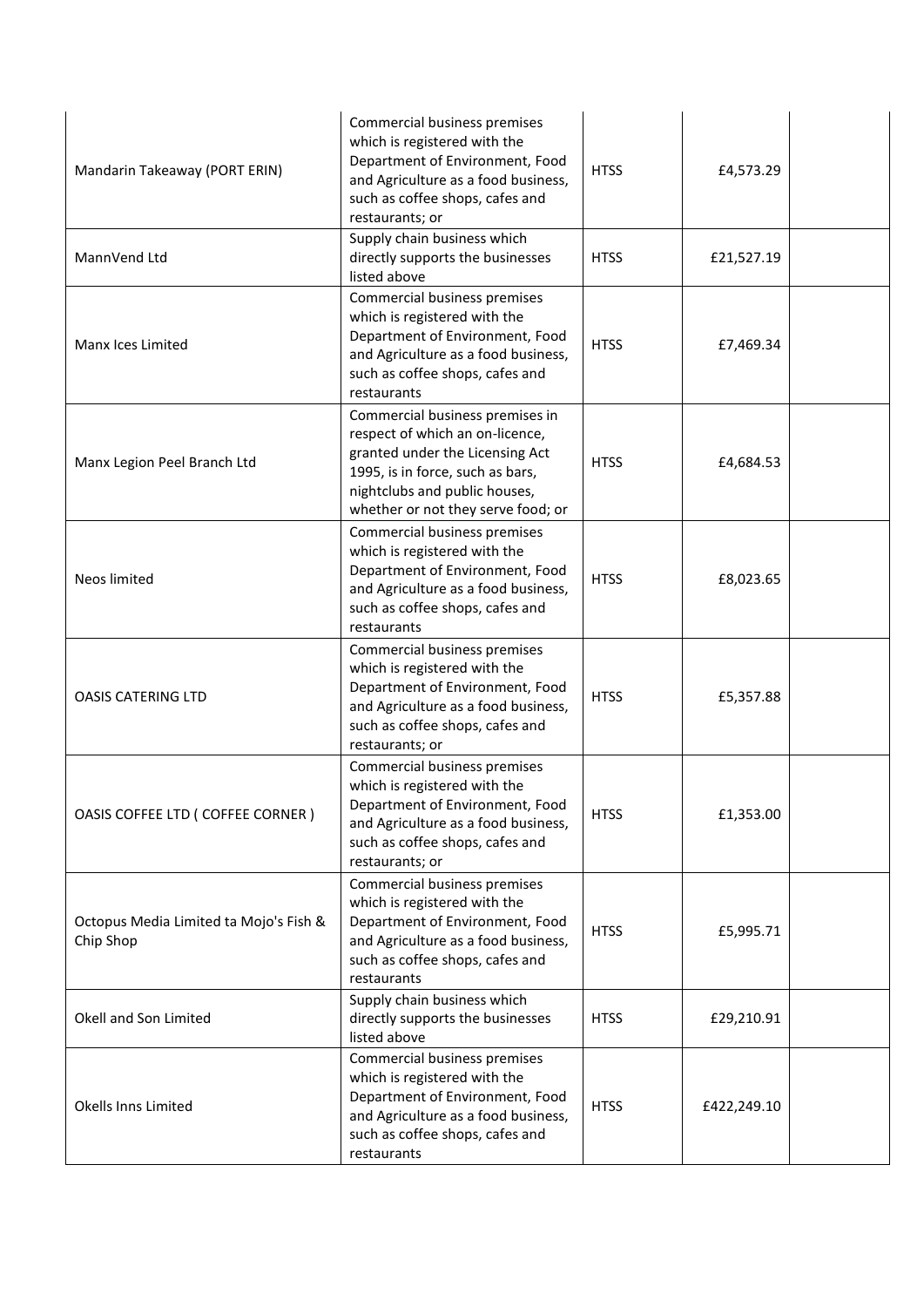| | | | | |
|---|---|---|---|---|
| Mandarin Takeaway (PORT ERIN) | Commercial business premises which is registered with the Department of Environment, Food and Agriculture as a food business, such as coffee shops, cafes and restaurants; or | HTSS | £4,573.29 | |
| MannVend Ltd | Supply chain business which directly supports the businesses listed above | HTSS | £21,527.19 | |
| Manx Ices Limited | Commercial business premises which is registered with the Department of Environment, Food and Agriculture as a food business, such as coffee shops, cafes and restaurants | HTSS | £7,469.34 | |
| Manx Legion Peel Branch Ltd | Commercial business premises in respect of which an on-licence, granted under the Licensing Act 1995, is in force, such as bars, nightclubs and public houses, whether or not they serve food; or | HTSS | £4,684.53 | |
| Neos limited | Commercial business premises which is registered with the Department of Environment, Food and Agriculture as a food business, such as coffee shops, cafes and restaurants | HTSS | £8,023.65 | |
| OASIS CATERING LTD | Commercial business premises which is registered with the Department of Environment, Food and Agriculture as a food business, such as coffee shops, cafes and restaurants; or | HTSS | £5,357.88 | |
| OASIS COFFEE LTD ( COFFEE CORNER ) | Commercial business premises which is registered with the Department of Environment, Food and Agriculture as a food business, such as coffee shops, cafes and restaurants; or | HTSS | £1,353.00 | |
| Octopus Media Limited ta Mojo's Fish & Chip Shop | Commercial business premises which is registered with the Department of Environment, Food and Agriculture as a food business, such as coffee shops, cafes and restaurants | HTSS | £5,995.71 | |
| Okell and Son Limited | Supply chain business which directly supports the businesses listed above | HTSS | £29,210.91 | |
| Okells Inns Limited | Commercial business premises which is registered with the Department of Environment, Food and Agriculture as a food business, such as coffee shops, cafes and restaurants | HTSS | £422,249.10 | |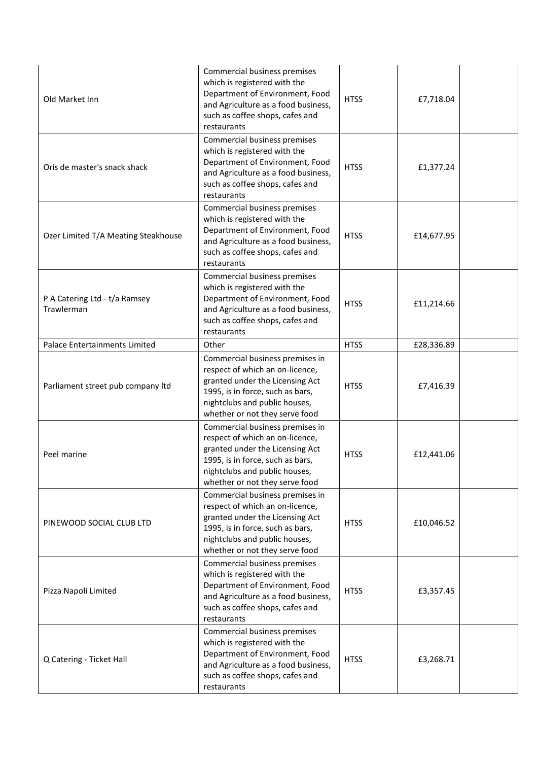| | | | | |
|---|---|---|---|---|
| Old Market Inn | Commercial business premises which is registered with the Department of Environment, Food and Agriculture as a food business, such as coffee shops, cafes and restaurants | HTSS | £7,718.04 | |
| Oris de master's snack shack | Commercial business premises which is registered with the Department of Environment, Food and Agriculture as a food business, such as coffee shops, cafes and restaurants | HTSS | £1,377.24 | |
| Ozer Limited T/A Meating Steakhouse | Commercial business premises which is registered with the Department of Environment, Food and Agriculture as a food business, such as coffee shops, cafes and restaurants | HTSS | £14,677.95 | |
| P A Catering Ltd - t/a Ramsey Trawlerman | Commercial business premises which is registered with the Department of Environment, Food and Agriculture as a food business, such as coffee shops, cafes and restaurants | HTSS | £11,214.66 | |
| Palace Entertainments Limited | Other | HTSS | £28,336.89 | |
| Parliament street pub company ltd | Commercial business premises in respect of which an on-licence, granted under the Licensing Act 1995, is in force, such as bars, nightclubs and public houses, whether or not they serve food | HTSS | £7,416.39 | |
| Peel marine | Commercial business premises in respect of which an on-licence, granted under the Licensing Act 1995, is in force, such as bars, nightclubs and public houses, whether or not they serve food | HTSS | £12,441.06 | |
| PINEWOOD SOCIAL CLUB LTD | Commercial business premises in respect of which an on-licence, granted under the Licensing Act 1995, is in force, such as bars, nightclubs and public houses, whether or not they serve food | HTSS | £10,046.52 | |
| Pizza Napoli Limited | Commercial business premises which is registered with the Department of Environment, Food and Agriculture as a food business, such as coffee shops, cafes and restaurants | HTSS | £3,357.45 | |
| Q Catering - Ticket Hall | Commercial business premises which is registered with the Department of Environment, Food and Agriculture as a food business, such as coffee shops, cafes and restaurants | HTSS | £3,268.71 | |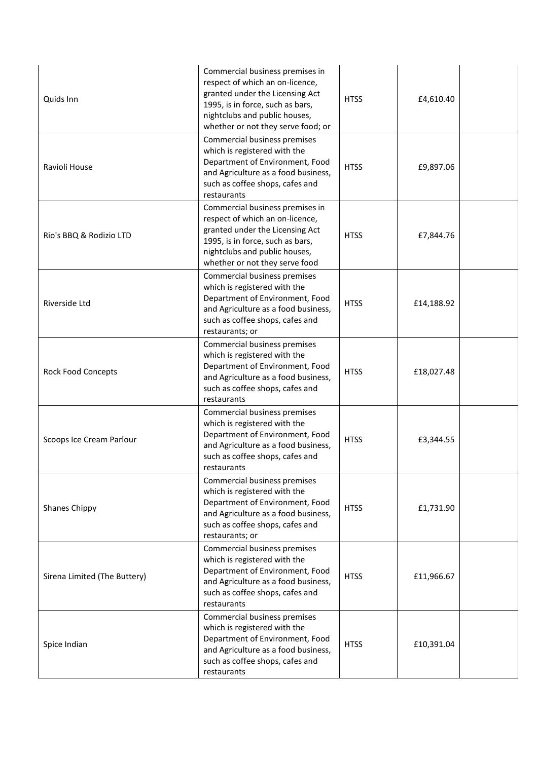| | | | | |
|---|---|---|---|---|
| Quids Inn | Commercial business premises in respect of which an on-licence, granted under the Licensing Act 1995, is in force, such as bars, nightclubs and public houses, whether or not they serve food; or | HTSS | £4,610.40 | |
| Ravioli House | Commercial business premises which is registered with the Department of Environment, Food and Agriculture as a food business, such as coffee shops, cafes and restaurants | HTSS | £9,897.06 | |
| Rio's BBQ & Rodizio LTD | Commercial business premises in respect of which an on-licence, granted under the Licensing Act 1995, is in force, such as bars, nightclubs and public houses, whether or not they serve food | HTSS | £7,844.76 | |
| Riverside Ltd | Commercial business premises which is registered with the Department of Environment, Food and Agriculture as a food business, such as coffee shops, cafes and restaurants; or | HTSS | £14,188.92 | |
| Rock Food Concepts | Commercial business premises which is registered with the Department of Environment, Food and Agriculture as a food business, such as coffee shops, cafes and restaurants | HTSS | £18,027.48 | |
| Scoops Ice Cream Parlour | Commercial business premises which is registered with the Department of Environment, Food and Agriculture as a food business, such as coffee shops, cafes and restaurants | HTSS | £3,344.55 | |
| Shanes Chippy | Commercial business premises which is registered with the Department of Environment, Food and Agriculture as a food business, such as coffee shops, cafes and restaurants; or | HTSS | £1,731.90 | |
| Sirena Limited (The Buttery) | Commercial business premises which is registered with the Department of Environment, Food and Agriculture as a food business, such as coffee shops, cafes and restaurants | HTSS | £11,966.67 | |
| Spice Indian | Commercial business premises which is registered with the Department of Environment, Food and Agriculture as a food business, such as coffee shops, cafes and restaurants | HTSS | £10,391.04 | |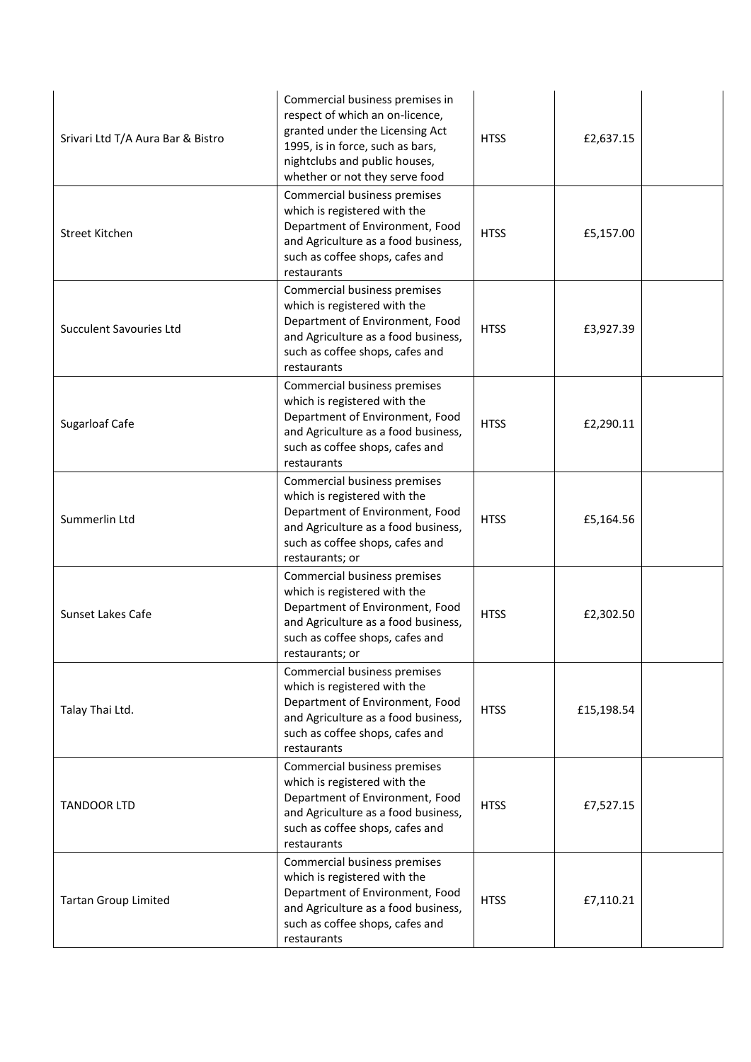| | | | | |
|---|---|---|---|---|
| Srivari Ltd T/A Aura Bar & Bistro | Commercial business premises in respect of which an on-licence, granted under the Licensing Act 1995, is in force, such as bars, nightclubs and public houses, whether or not they serve food | HTSS | £2,637.15 | |
| Street Kitchen | Commercial business premises which is registered with the Department of Environment, Food and Agriculture as a food business, such as coffee shops, cafes and restaurants | HTSS | £5,157.00 | |
| Succulent Savouries Ltd | Commercial business premises which is registered with the Department of Environment, Food and Agriculture as a food business, such as coffee shops, cafes and restaurants | HTSS | £3,927.39 | |
| Sugarloaf Cafe | Commercial business premises which is registered with the Department of Environment, Food and Agriculture as a food business, such as coffee shops, cafes and restaurants | HTSS | £2,290.11 | |
| Summerlin Ltd | Commercial business premises which is registered with the Department of Environment, Food and Agriculture as a food business, such as coffee shops, cafes and restaurants; or | HTSS | £5,164.56 | |
| Sunset Lakes Cafe | Commercial business premises which is registered with the Department of Environment, Food and Agriculture as a food business, such as coffee shops, cafes and restaurants; or | HTSS | £2,302.50 | |
| Talay Thai Ltd. | Commercial business premises which is registered with the Department of Environment, Food and Agriculture as a food business, such as coffee shops, cafes and restaurants | HTSS | £15,198.54 | |
| TANDOOR LTD | Commercial business premises which is registered with the Department of Environment, Food and Agriculture as a food business, such as coffee shops, cafes and restaurants | HTSS | £7,527.15 | |
| Tartan Group Limited | Commercial business premises which is registered with the Department of Environment, Food and Agriculture as a food business, such as coffee shops, cafes and restaurants | HTSS | £7,110.21 | |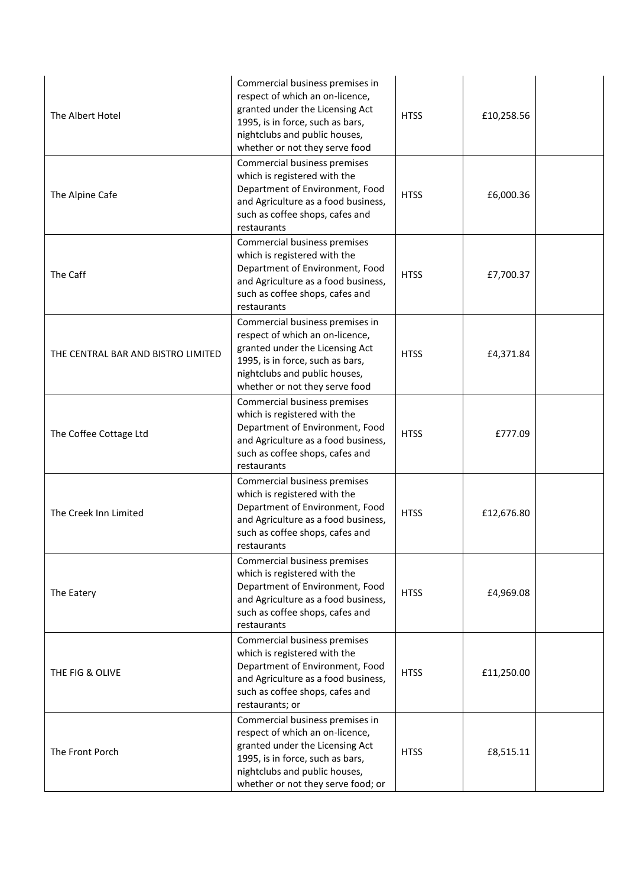| | | | | |
|---|---|---|---|---|
| The Albert Hotel | Commercial business premises in respect of which an on-licence, granted under the Licensing Act 1995, is in force, such as bars, nightclubs and public houses, whether or not they serve food | HTSS | £10,258.56 | |
| The Alpine Cafe | Commercial business premises which is registered with the Department of Environment, Food and Agriculture as a food business, such as coffee shops, cafes and restaurants | HTSS | £6,000.36 | |
| The Caff | Commercial business premises which is registered with the Department of Environment, Food and Agriculture as a food business, such as coffee shops, cafes and restaurants | HTSS | £7,700.37 | |
| THE CENTRAL BAR AND BISTRO LIMITED | Commercial business premises in respect of which an on-licence, granted under the Licensing Act 1995, is in force, such as bars, nightclubs and public houses, whether or not they serve food | HTSS | £4,371.84 | |
| The Coffee Cottage Ltd | Commercial business premises which is registered with the Department of Environment, Food and Agriculture as a food business, such as coffee shops, cafes and restaurants | HTSS | £777.09 | |
| The Creek Inn Limited | Commercial business premises which is registered with the Department of Environment, Food and Agriculture as a food business, such as coffee shops, cafes and restaurants | HTSS | £12,676.80 | |
| The Eatery | Commercial business premises which is registered with the Department of Environment, Food and Agriculture as a food business, such as coffee shops, cafes and restaurants | HTSS | £4,969.08 | |
| THE FIG & OLIVE | Commercial business premises which is registered with the Department of Environment, Food and Agriculture as a food business, such as coffee shops, cafes and restaurants; or | HTSS | £11,250.00 | |
| The Front Porch | Commercial business premises in respect of which an on-licence, granted under the Licensing Act 1995, is in force, such as bars, nightclubs and public houses, whether or not they serve food; or | HTSS | £8,515.11 | |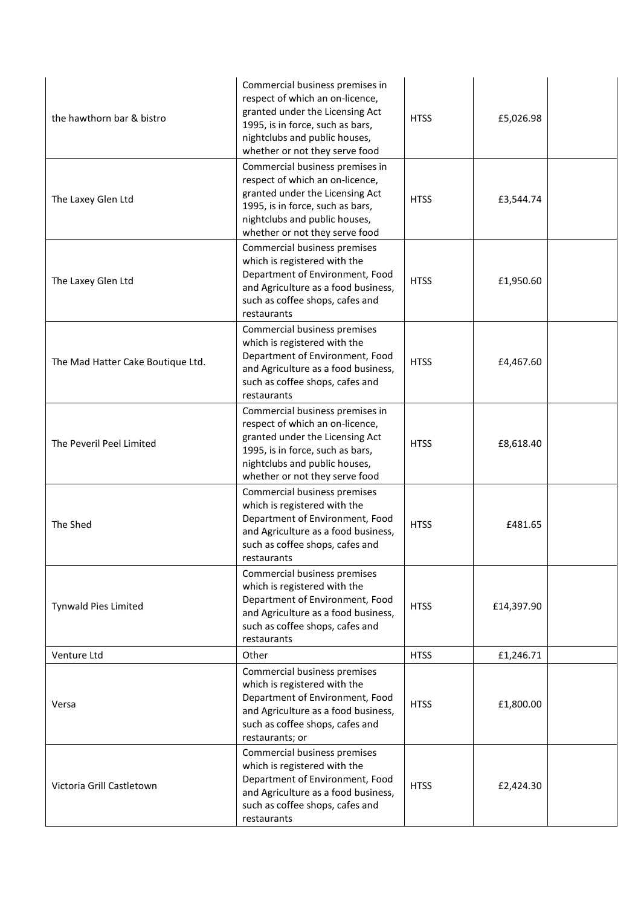| | | | | |
|---|---|---|---|---|
| the hawthorn bar & bistro | Commercial business premises in respect of which an on-licence, granted under the Licensing Act 1995, is in force, such as bars, nightclubs and public houses, whether or not they serve food | HTSS | £5,026.98 | |
| The Laxey Glen Ltd | Commercial business premises in respect of which an on-licence, granted under the Licensing Act 1995, is in force, such as bars, nightclubs and public houses, whether or not they serve food | HTSS | £3,544.74 | |
| The Laxey Glen Ltd | Commercial business premises which is registered with the Department of Environment, Food and Agriculture as a food business, such as coffee shops, cafes and restaurants | HTSS | £1,950.60 | |
| The Mad Hatter Cake Boutique Ltd. | Commercial business premises which is registered with the Department of Environment, Food and Agriculture as a food business, such as coffee shops, cafes and restaurants | HTSS | £4,467.60 | |
| The Peveril Peel Limited | Commercial business premises in respect of which an on-licence, granted under the Licensing Act 1995, is in force, such as bars, nightclubs and public houses, whether or not they serve food | HTSS | £8,618.40 | |
| The Shed | Commercial business premises which is registered with the Department of Environment, Food and Agriculture as a food business, such as coffee shops, cafes and restaurants | HTSS | £481.65 | |
| Tynwald Pies Limited | Commercial business premises which is registered with the Department of Environment, Food and Agriculture as a food business, such as coffee shops, cafes and restaurants | HTSS | £14,397.90 | |
| Venture Ltd | Other | HTSS | £1,246.71 | |
| Versa | Commercial business premises which is registered with the Department of Environment, Food and Agriculture as a food business, such as coffee shops, cafes and restaurants; or | HTSS | £1,800.00 | |
| Victoria Grill Castletown | Commercial business premises which is registered with the Department of Environment, Food and Agriculture as a food business, such as coffee shops, cafes and restaurants | HTSS | £2,424.30 | |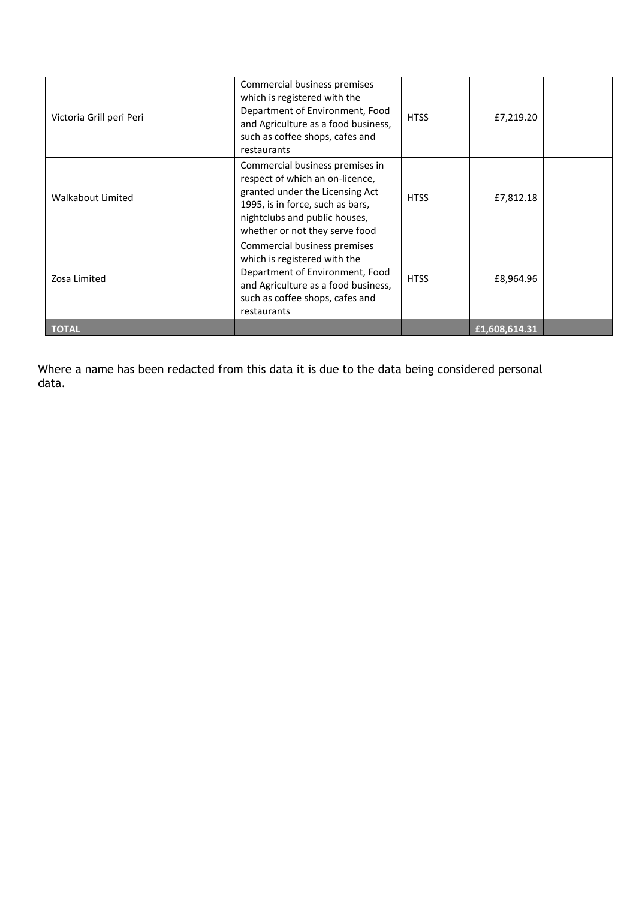| | | | | |
|---|---|---|---|---|
| Victoria Grill peri Peri | Commercial business premises which is registered with the Department of Environment, Food and Agriculture as a food business, such as coffee shops, cafes and restaurants | HTSS | £7,219.20 | |
| Walkabout Limited | Commercial business premises in respect of which an on-licence, granted under the Licensing Act 1995, is in force, such as bars, nightclubs and public houses, whether or not they serve food | HTSS | £7,812.18 | |
| Zosa Limited | Commercial business premises which is registered with the Department of Environment, Food and Agriculture as a food business, such as coffee shops, cafes and restaurants | HTSS | £8,964.96 | |
| **TOTAL** | | | **£1,608,614.31** | |

Where a name has been redacted from this data it is due to the data being considered personal data.